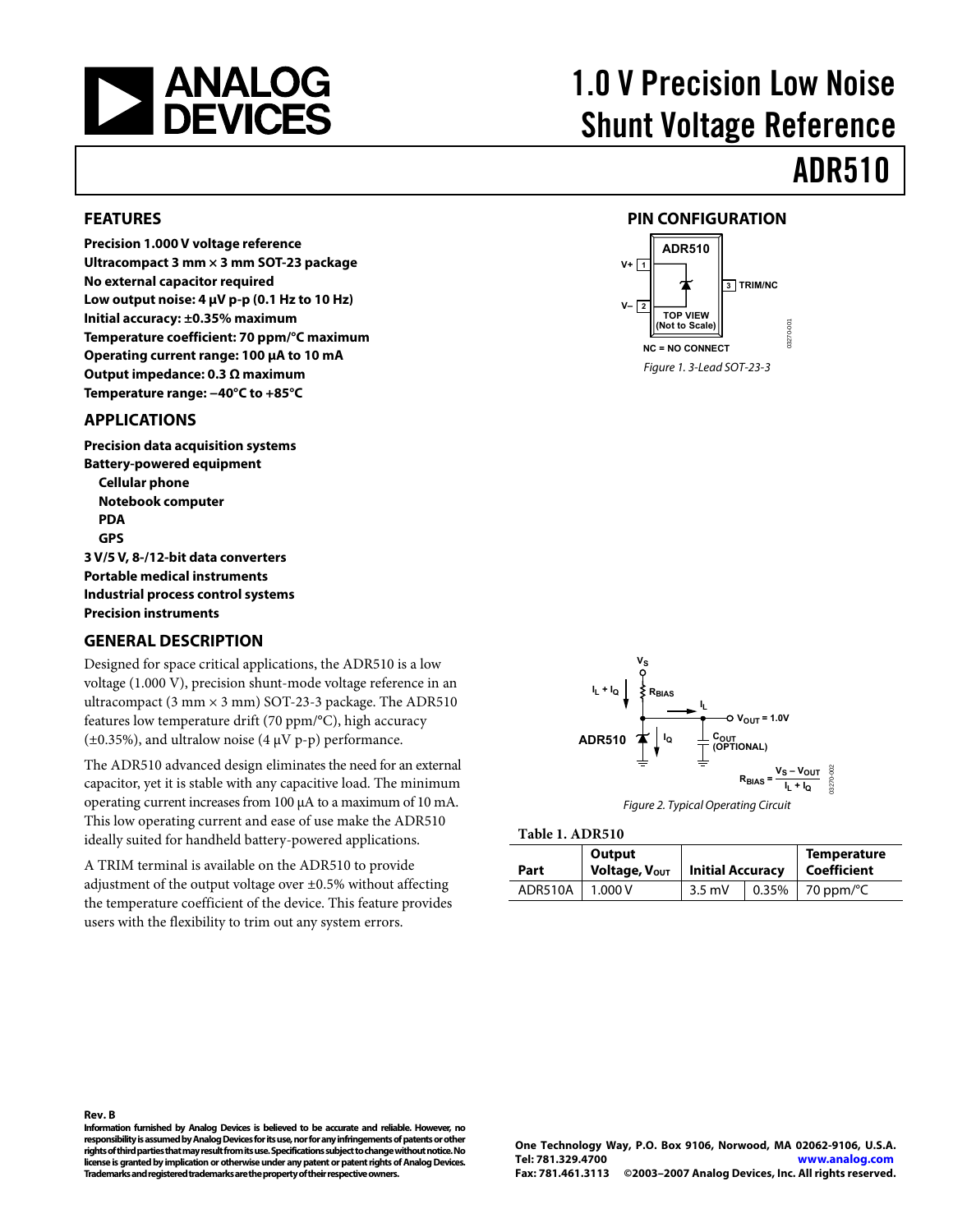# 1.0 V Precision Low Noise Shunt Voltage Reference

# ADR510

## FEATURES

**Precision 1.000 V voltage reference**
**Ultracompact 3 mm × 3 mm SOT-23 package**
**No external capacitor required**
**Low output noise: 4 µV p-p (0.1 Hz to 10 Hz)**
**Initial accuracy: ±0.35% maximum**
**Temperature coefficient: 70 ppm/°C maximum**
**Operating current range: 100 µA to 10 mA**
**Output impedance: 0.3 Ω maximum**
**Temperature range: −40°C to +85°C**

## APPLICATIONS

**Precision data acquisition systems**
**Battery-powered equipment**
- **Cellular phone**
- **Notebook computer**
- **PDA**
- **GPS**

**3 V/5 V, 8-/12-bit data converters**
**Portable medical instruments**
**Industrial process control systems**
**Precision instruments**

## GENERAL DESCRIPTION

Designed for space critical applications, the ADR510 is a low voltage (1.000 V), precision shunt-mode voltage reference in an ultracompact (3 mm × 3 mm) SOT-23-3 package. The ADR510 features low temperature drift (70 ppm/°C), high accuracy (±0.35%), and ultralow noise (4 µV p-p) performance.

The ADR510 advanced design eliminates the need for an external capacitor, yet it is stable with any capacitive load. The minimum operating current increases from 100 µA to a maximum of 10 mA. This low operating current and ease of use make the ADR510 ideally suited for handheld battery-powered applications.

A TRIM terminal is available on the ADR510 to provide adjustment of the output voltage over ±0.5% without affecting the temperature coefficient of the device. This feature provides users with the flexibility to trim out any system errors.

## PIN CONFIGURATION

*Figure 1. 3-Lead SOT-23-3*

*Figure 2. Typical Operating Circuit*

$$R_{BIAS} = \frac{V_S - V_{OUT}}{I_L + I_Q}$$

**Table 1. ADR510**

| Part | Output Voltage, $V_{OUT}$ | Initial Accuracy | | Temperature Coefficient |
|---|---|---|---|---|
| ADR510A | 1.000 V | 3.5 mV | 0.35% | 70 ppm/°C |

**Rev. B**

**Information furnished by Analog Devices is believed to be accurate and reliable. However, no responsibility is assumed by Analog Devices for its use, nor for any infringements of patents or other rights of third parties that may result from its use. Specifications subject to change without notice. No license is granted by implication or otherwise under any patent or patent rights of Analog Devices. Trademarks and registered trademarks are the property of their respective owners.**

**One Technology Way, P.O. Box 9106, Norwood, MA 02062-9106, U.S.A.**
**Tel: 781.329.4700 www.analog.com**
**Fax: 781.461.3113 ©2003–2007 Analog Devices, Inc. All rights reserved.**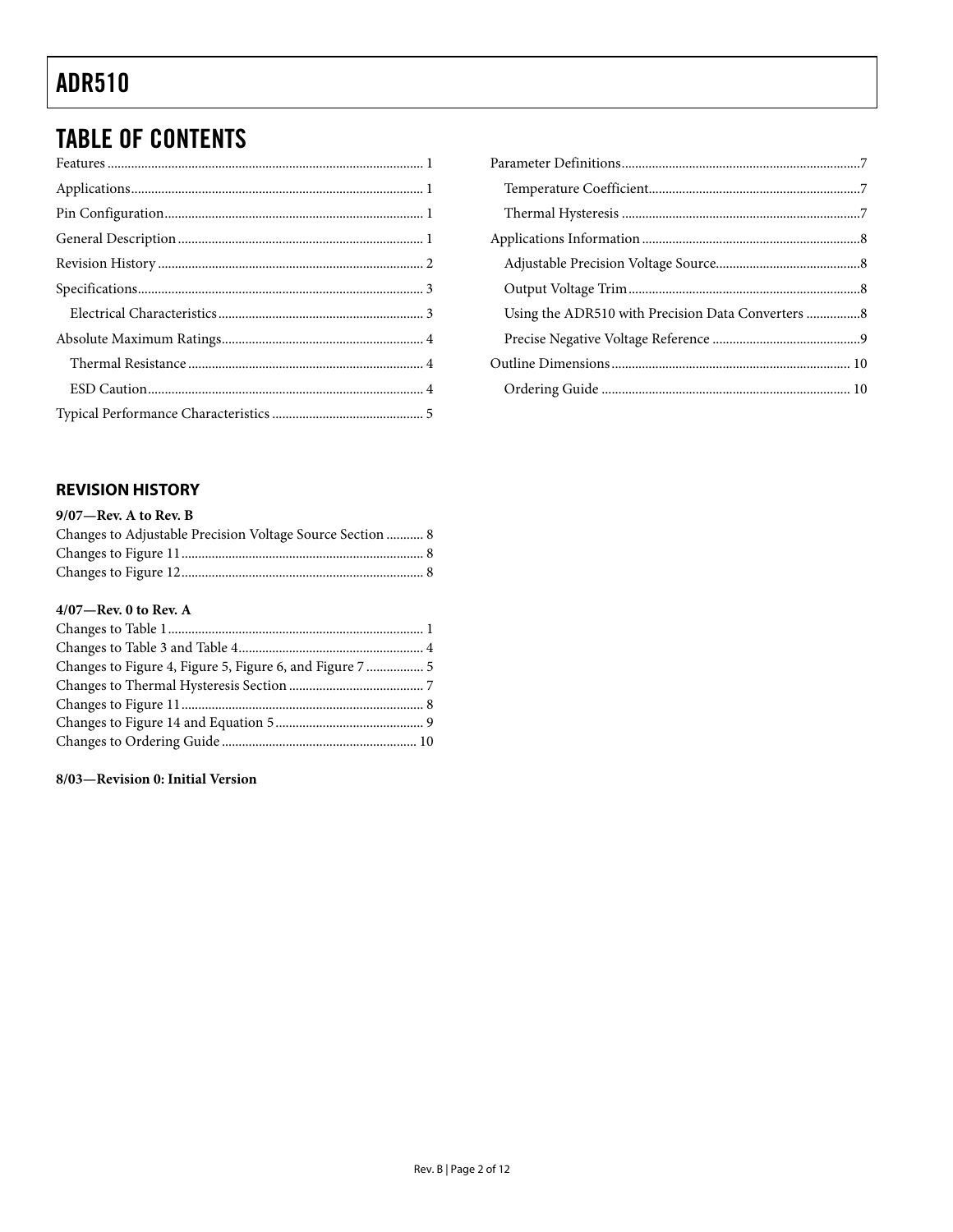## TABLE OF CONTENTS

Features ... 1
Applications ... 1
Pin Configuration ... 1
General Description ... 1
Revision History ... 2
Specifications ... 3
  Electrical Characteristics ... 3
Absolute Maximum Ratings ... 4
  Thermal Resistance ... 4
  ESD Caution ... 4
Typical Performance Characteristics ... 5
Parameter Definitions ... 7
  Temperature Coefficient ... 7
  Thermal Hysteresis ... 7
Applications Information ... 8
  Adjustable Precision Voltage Source ... 8
  Output Voltage Trim ... 8
  Using the ADR510 with Precision Data Converters ... 8
  Precise Negative Voltage Reference ... 9
Outline Dimensions ... 10
  Ordering Guide ... 10

### REVISION HISTORY

**9/07—Rev. A to Rev. B**

Changes to Adjustable Precision Voltage Source Section ... 8
Changes to Figure 11 ... 8
Changes to Figure 12 ... 8

**4/07—Rev. 0 to Rev. A**

Changes to Table 1 ... 1
Changes to Table 3 and Table 4 ... 4
Changes to Figure 4, Figure 5, Figure 6, and Figure 7 ... 5
Changes to Thermal Hysteresis Section ... 7
Changes to Figure 11 ... 8
Changes to Figure 14 and Equation 5 ... 9
Changes to Ordering Guide ... 10

**8/03—Revision 0: Initial Version**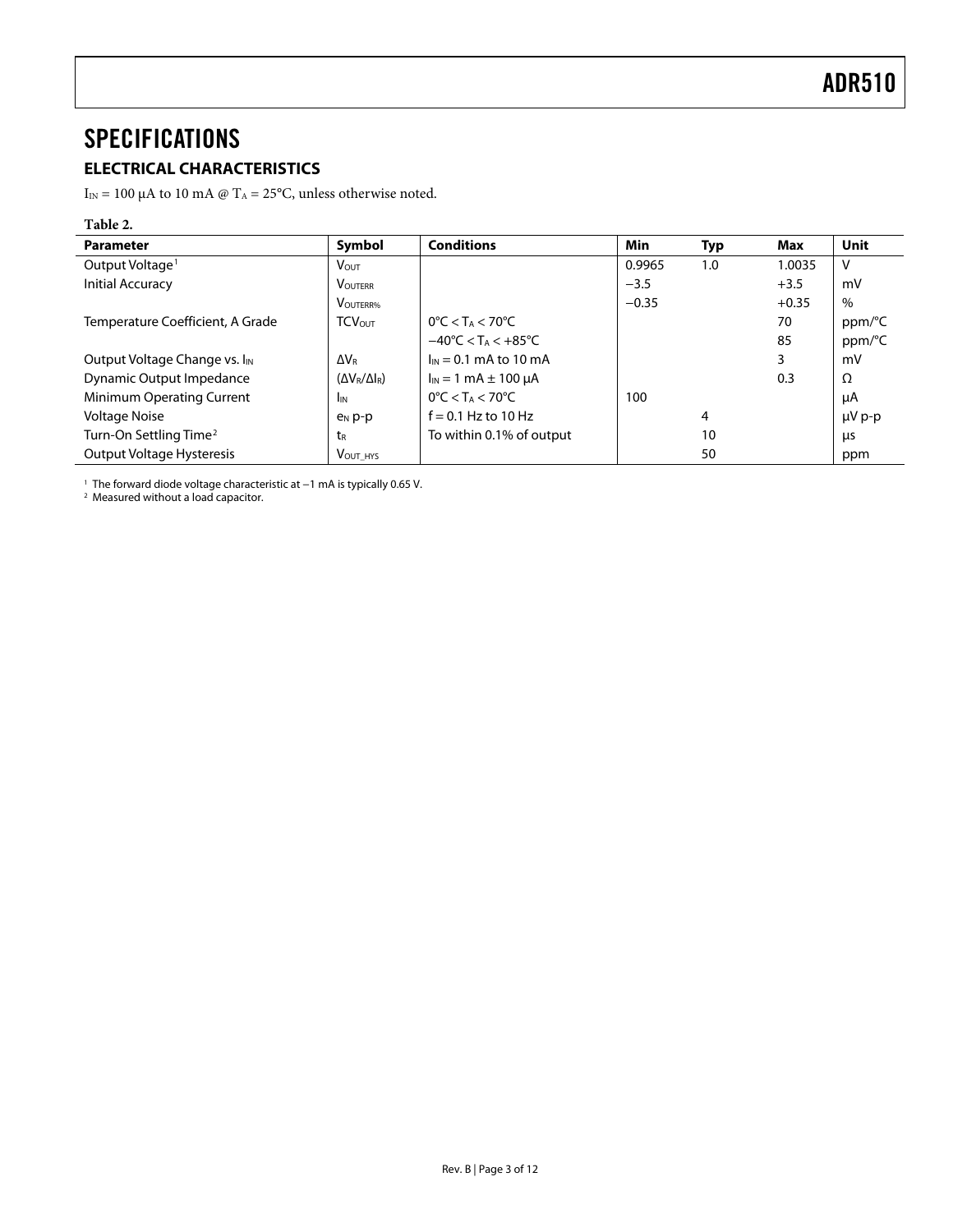# SPECIFICATIONS

## ELECTRICAL CHARACTERISTICS

$I_{IN}$ = 100 μA to 10 mA @ $T_A$ = 25°C, unless otherwise noted.

**Table 2.**

| Parameter | Symbol | Conditions | Min | Typ | Max | Unit |
|---|---|---|---|---|---|---|
| Output Voltage[1] | $V_{OUT}$ | | 0.9965 | 1.0 | 1.0035 | V |
| Initial Accuracy | $V_{OUTERR}$ | | −3.5 | | +3.5 | mV |
| | $V_{OUTERR\%}$ | | −0.35 | | +0.35 | % |
| Temperature Coefficient, A Grade | $TCV_{OUT}$ | 0°C < $T_A$ < 70°C | | | 70 | ppm/°C |
| | | −40°C < $T_A$ < +85°C | | | 85 | ppm/°C |
| Output Voltage Change vs. $I_{IN}$ | $\Delta V_R$ | $I_{IN}$ = 0.1 mA to 10 mA | | | 3 | mV |
| Dynamic Output Impedance | $(\Delta V_R/\Delta I_R)$ | $I_{IN}$ = 1 mA ± 100 μA | | | 0.3 | Ω |
| Minimum Operating Current | $I_{IN}$ | 0°C < $T_A$ < 70°C | 100 | | | μA |
| Voltage Noise | $e_N$ p-p | f = 0.1 Hz to 10 Hz | | 4 | | μV p-p |
| Turn-On Settling Time[2] | $t_R$ | To within 0.1% of output | | 10 | | μs |
| Output Voltage Hysteresis | $V_{OUT\_HYS}$ | | | 50 | | ppm |

[1] The forward diode voltage characteristic at −1 mA is typically 0.65 V.
[2] Measured without a load capacitor.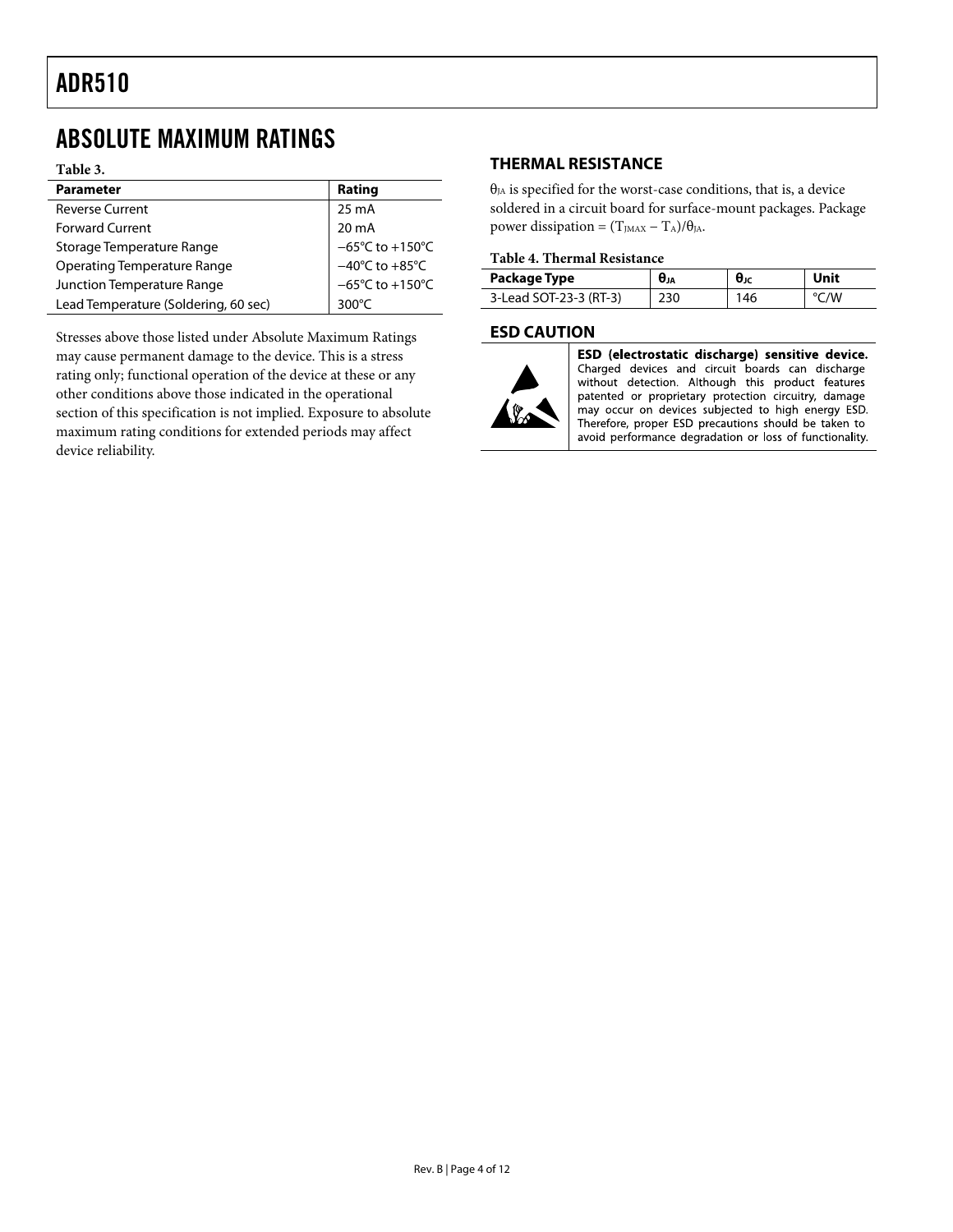## ABSOLUTE MAXIMUM RATINGS

**Table 3.**

| Parameter | Rating |
|---|---|
| Reverse Current | 25 mA |
| Forward Current | 20 mA |
| Storage Temperature Range | −65°C to +150°C |
| Operating Temperature Range | −40°C to +85°C |
| Junction Temperature Range | −65°C to +150°C |
| Lead Temperature (Soldering, 60 sec) | 300°C |

Stresses above those listed under Absolute Maximum Ratings may cause permanent damage to the device. This is a stress rating only; functional operation of the device at these or any other conditions above those indicated in the operational section of this specification is not implied. Exposure to absolute maximum rating conditions for extended periods may affect device reliability.

### THERMAL RESISTANCE

$\theta_{JA}$ is specified for the worst-case conditions, that is, a device soldered in a circuit board for surface-mount packages. Package power dissipation = $(T_{JMAX} - T_A)/\theta_{JA}$.

**Table 4. Thermal Resistance**

| Package Type | $\theta_{JA}$ | $\theta_{JC}$ | Unit |
|---|---|---|---|
| 3-Lead SOT-23-3 (RT-3) | 230 | 146 | °C/W |

### ESD CAUTION

**ESD (electrostatic discharge) sensitive device.** Charged devices and circuit boards can discharge without detection. Although this product features patented or proprietary protection circuitry, damage may occur on devices subjected to high energy ESD. Therefore, proper ESD precautions should be taken to avoid performance degradation or loss of functionality.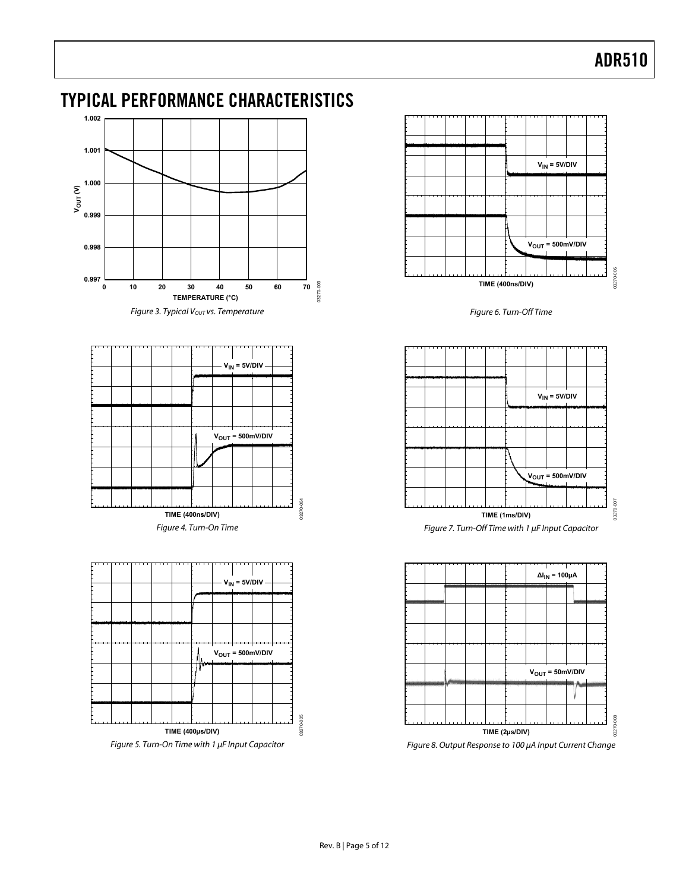## TYPICAL PERFORMANCE CHARACTERISTICS

Figure 3. Typical $V_{OUT}$ vs. Temperature

Figure 4. Turn-On Time

Figure 5. Turn-On Time with 1 μF Input Capacitor

Figure 6. Turn-Off Time

Figure 7. Turn-Off Time with 1 μF Input Capacitor

Figure 8. Output Response to 100 μA Input Current Change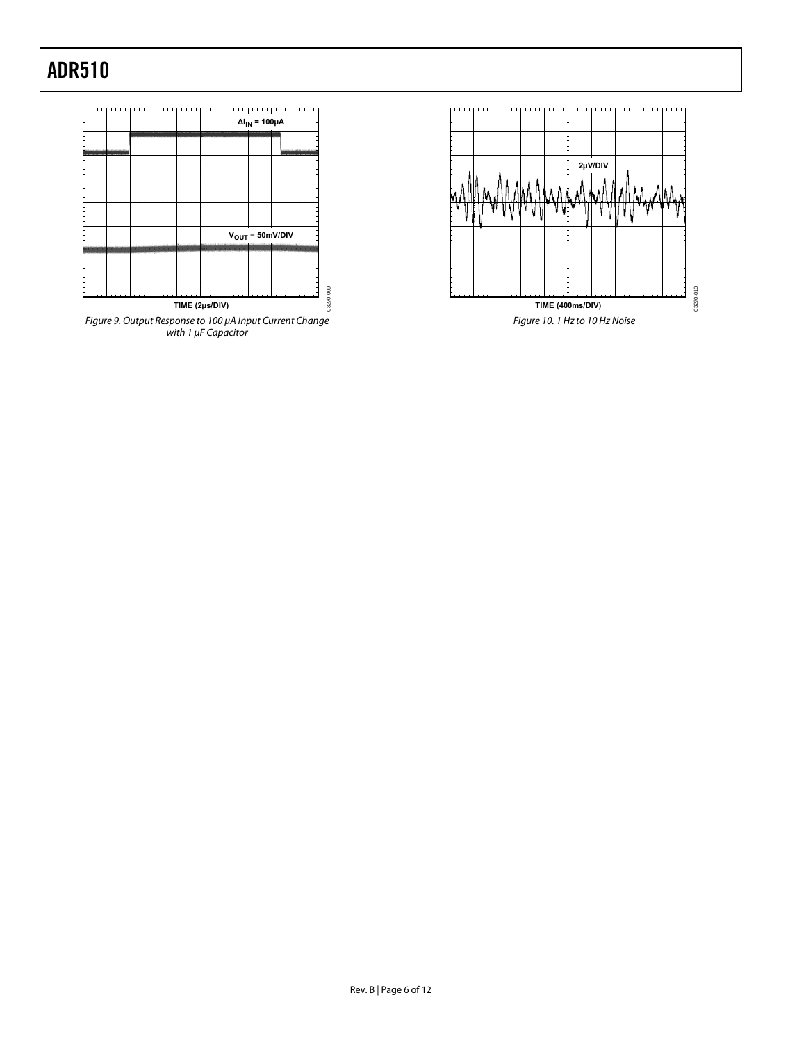Figure 9. Output Response to 100 µA Input Current Change with 1 µF Capacitor

Figure 10. 1 Hz to 10 Hz Noise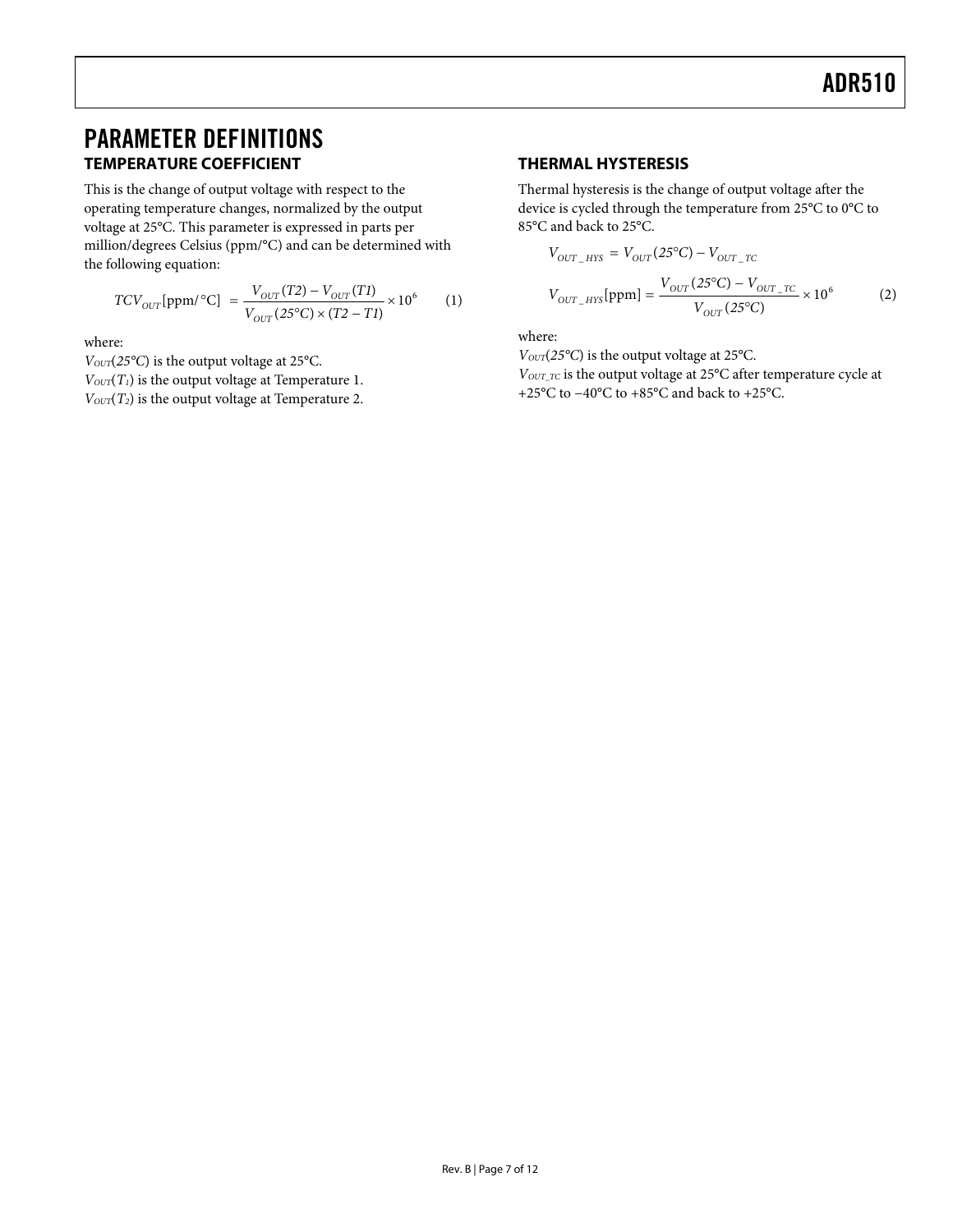## PARAMETER DEFINITIONS

### TEMPERATURE COEFFICIENT

This is the change of output voltage with respect to the operating temperature changes, normalized by the output voltage at 25°C. This parameter is expressed in parts per million/degrees Celsius (ppm/°C) and can be determined with the following equation:

$$TCV_{OUT}[\text{ppm/°C}] = \frac{V_{OUT}(T2) - V_{OUT}(T1)}{V_{OUT}(25°C) \times (T2 - T1)} \times 10^6 \qquad (1)$$

where:

$V_{OUT}(25°C)$ is the output voltage at 25°C.
$V_{OUT}(T_1)$ is the output voltage at Temperature 1.
$V_{OUT}(T_2)$ is the output voltage at Temperature 2.

### THERMAL HYSTERESIS

Thermal hysteresis is the change of output voltage after the device is cycled through the temperature from 25°C to 0°C to 85°C and back to 25°C.

$$V_{OUT\_HYS} = V_{OUT}(25°C) - V_{OUT\_TC}$$

$$V_{OUT\_HYS}[\text{ppm}] = \frac{V_{OUT}(25°C) - V_{OUT\_TC}}{V_{OUT}(25°C)} \times 10^6 \qquad (2)$$

where:

$V_{OUT}(25°C)$ is the output voltage at 25°C.
$V_{OUT\_TC}$ is the output voltage at 25°C after temperature cycle at +25°C to −40°C to +85°C and back to +25°C.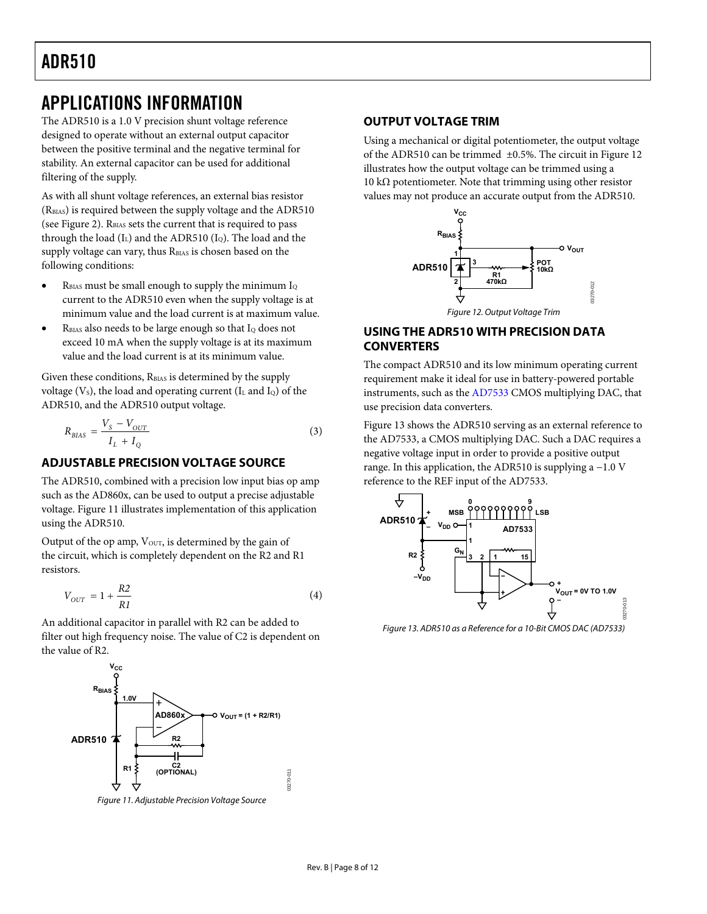## APPLICATIONS INFORMATION

The ADR510 is a 1.0 V precision shunt voltage reference designed to operate without an external output capacitor between the positive terminal and the negative terminal for stability. An external capacitor can be used for additional filtering of the supply.

As with all shunt voltage references, an external bias resistor ($R_{BIAS}$) is required between the supply voltage and the ADR510 (see Figure 2). $R_{BIAS}$ sets the current that is required to pass through the load ($I_L$) and the ADR510 ($I_Q$). The load and the supply voltage can vary, thus $R_{BIAS}$ is chosen based on the following conditions:

- $R_{BIAS}$ must be small enough to supply the minimum $I_Q$ current to the ADR510 even when the supply voltage is at minimum value and the load current is at maximum value.
- $R_{BIAS}$ also needs to be large enough so that $I_Q$ does not exceed 10 mA when the supply voltage is at its maximum value and the load current is at its minimum value.

Given these conditions, $R_{BIAS}$ is determined by the supply voltage ($V_S$), the load and operating current ($I_L$ and $I_Q$) of the ADR510, and the ADR510 output voltage.

$$R_{BIAS} = \frac{V_S - V_{OUT}}{I_L + I_Q} \tag{3}$$

### ADJUSTABLE PRECISION VOLTAGE SOURCE

The ADR510, combined with a precision low input bias op amp such as the AD860x, can be used to output a precise adjustable voltage. Figure 11 illustrates implementation of this application using the ADR510.

Output of the op amp, $V_{OUT}$, is determined by the gain of the circuit, which is completely dependent on the R2 and R1 resistors.

$$V_{OUT} = 1 + \frac{R2}{R1} \tag{4}$$

An additional capacitor in parallel with R2 can be added to filter out high frequency noise. The value of C2 is dependent on the value of R2.

Figure 11. Adjustable Precision Voltage Source

### OUTPUT VOLTAGE TRIM

Using a mechanical or digital potentiometer, the output voltage of the ADR510 can be trimmed ±0.5%. The circuit in Figure 12 illustrates how the output voltage can be trimmed using a 10 kΩ potentiometer. Note that trimming using other resistor values may not produce an accurate output from the ADR510.

Figure 12. Output Voltage Trim

### USING THE ADR510 WITH PRECISION DATA CONVERTERS

The compact ADR510 and its low minimum operating current requirement make it ideal for use in battery-powered portable instruments, such as the AD7533 CMOS multiplying DAC, that use precision data converters.

Figure 13 shows the ADR510 serving as an external reference to the AD7533, a CMOS multiplying DAC. Such a DAC requires a negative voltage input in order to provide a positive output range. In this application, the ADR510 is supplying a −1.0 V reference to the REF input of the AD7533.

Figure 13. ADR510 as a Reference for a 10-Bit CMOS DAC (AD7533)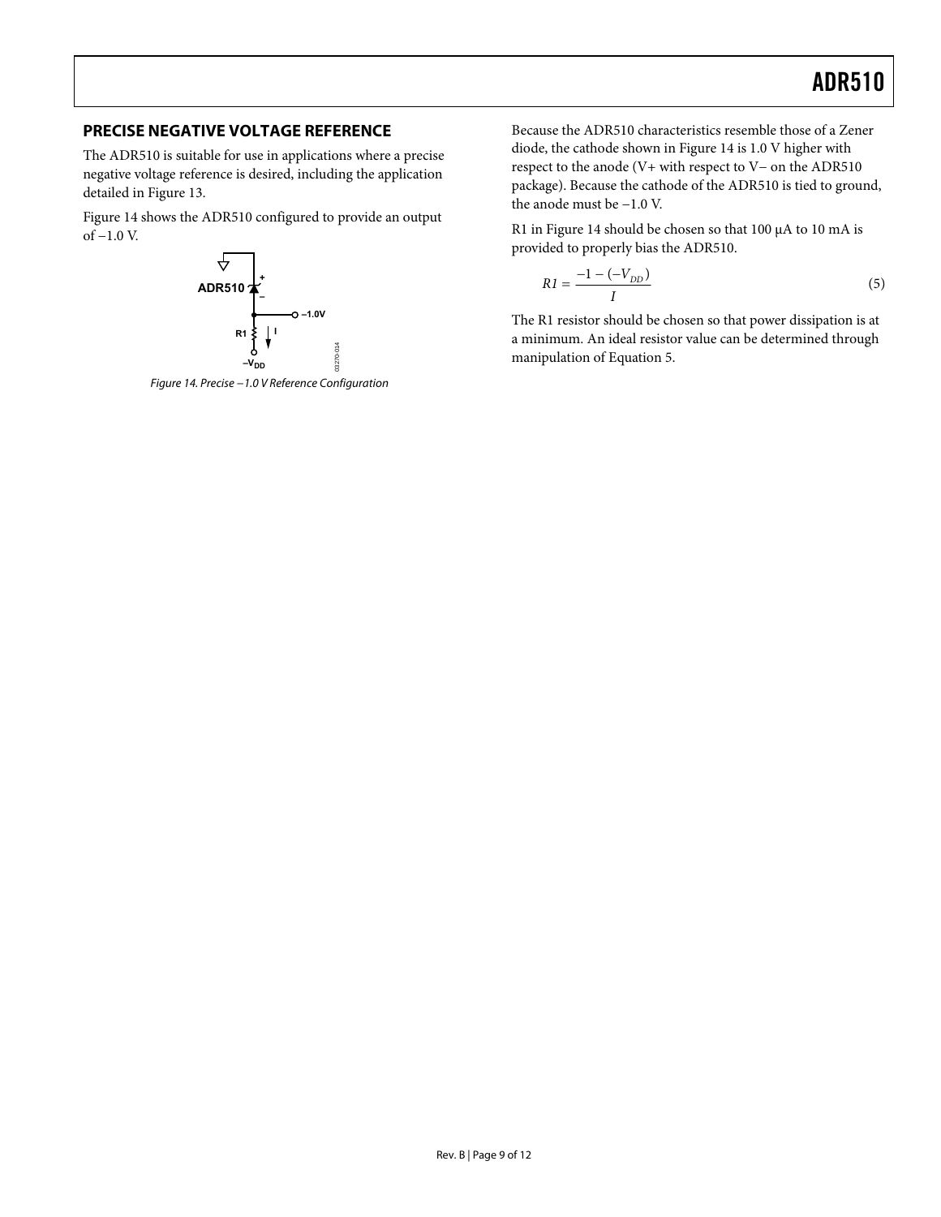## PRECISE NEGATIVE VOLTAGE REFERENCE

The ADR510 is suitable for use in applications where a precise negative voltage reference is desired, including the application detailed in Figure 13.

Figure 14 shows the ADR510 configured to provide an output of −1.0 V.

*Figure 14. Precise −1.0 V Reference Configuration*

Because the ADR510 characteristics resemble those of a Zener diode, the cathode shown in Figure 14 is 1.0 V higher with respect to the anode (V+ with respect to V− on the ADR510 package). Because the cathode of the ADR510 is tied to ground, the anode must be −1.0 V.

R1 in Figure 14 should be chosen so that 100 μA to 10 mA is provided to properly bias the ADR510.

$$R1 = \frac{-1 - (-V_{DD})}{I} \tag{5}$$

The R1 resistor should be chosen so that power dissipation is at a minimum. An ideal resistor value can be determined through manipulation of Equation 5.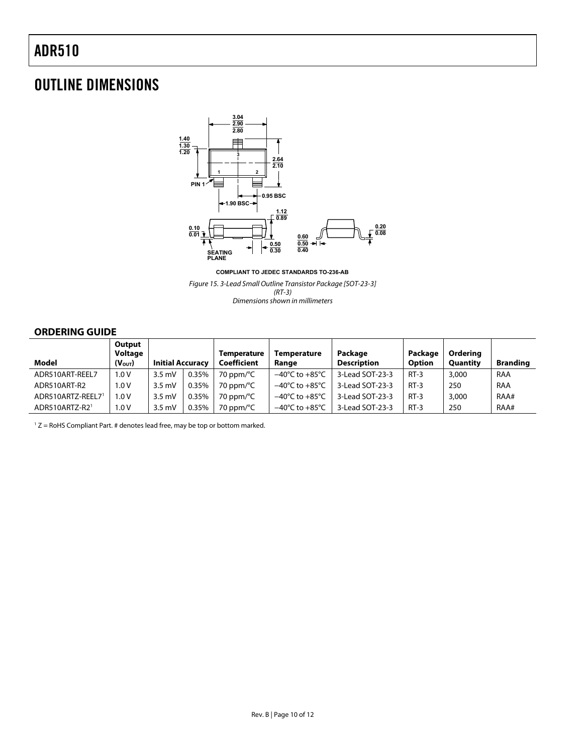# OUTLINE DIMENSIONS

COMPLIANT TO JEDEC STANDARDS TO-236-AB

*Figure 15. 3-Lead Small Outline Transistor Package [SOT-23-3] (RT-3) Dimensions shown in millimeters*

## ORDERING GUIDE

| Model | Output Voltage ($V_{OUT}$) | Initial Accuracy | | Temperature Coefficient | Temperature Range | Package Description | Package Option | Ordering Quantity | Branding |
|---|---|---|---|---|---|---|---|---|---|
| ADR510ART-REEL7 | 1.0 V | 3.5 mV | 0.35% | 70 ppm/°C | −40°C to +85°C | 3-Lead SOT-23-3 | RT-3 | 3,000 | RAA |
| ADR510ART-R2 | 1.0 V | 3.5 mV | 0.35% | 70 ppm/°C | −40°C to +85°C | 3-Lead SOT-23-3 | RT-3 | 250 | RAA |
| ADR510ARTZ-REEL7[1] | 1.0 V | 3.5 mV | 0.35% | 70 ppm/°C | −40°C to +85°C | 3-Lead SOT-23-3 | RT-3 | 3,000 | RAA# |
| ADR510ARTZ-R2[1] | 1.0 V | 3.5 mV | 0.35% | 70 ppm/°C | −40°C to +85°C | 3-Lead SOT-23-3 | RT-3 | 250 | RAA# |

[1] Z = RoHS Compliant Part. # denotes lead free, may be top or bottom marked.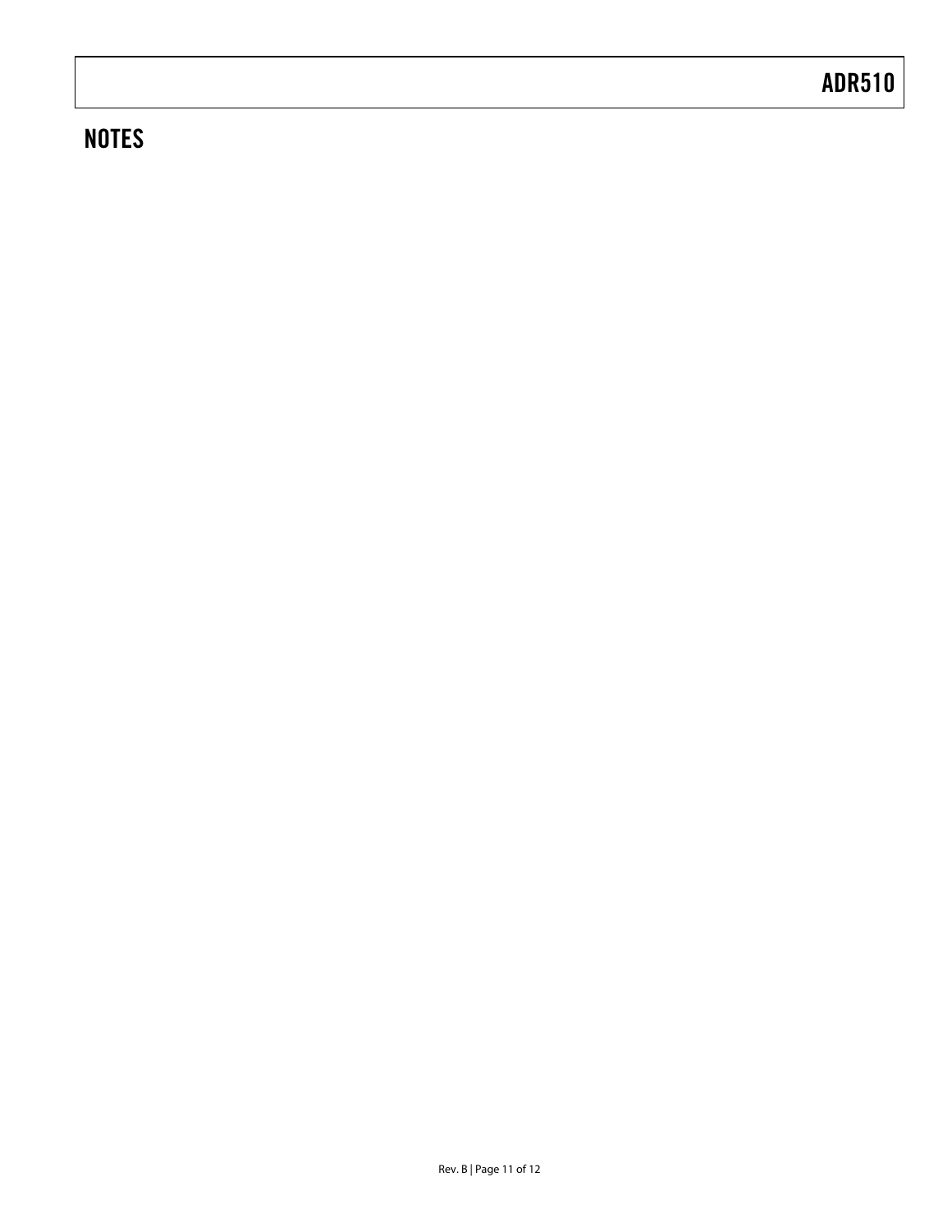## NOTES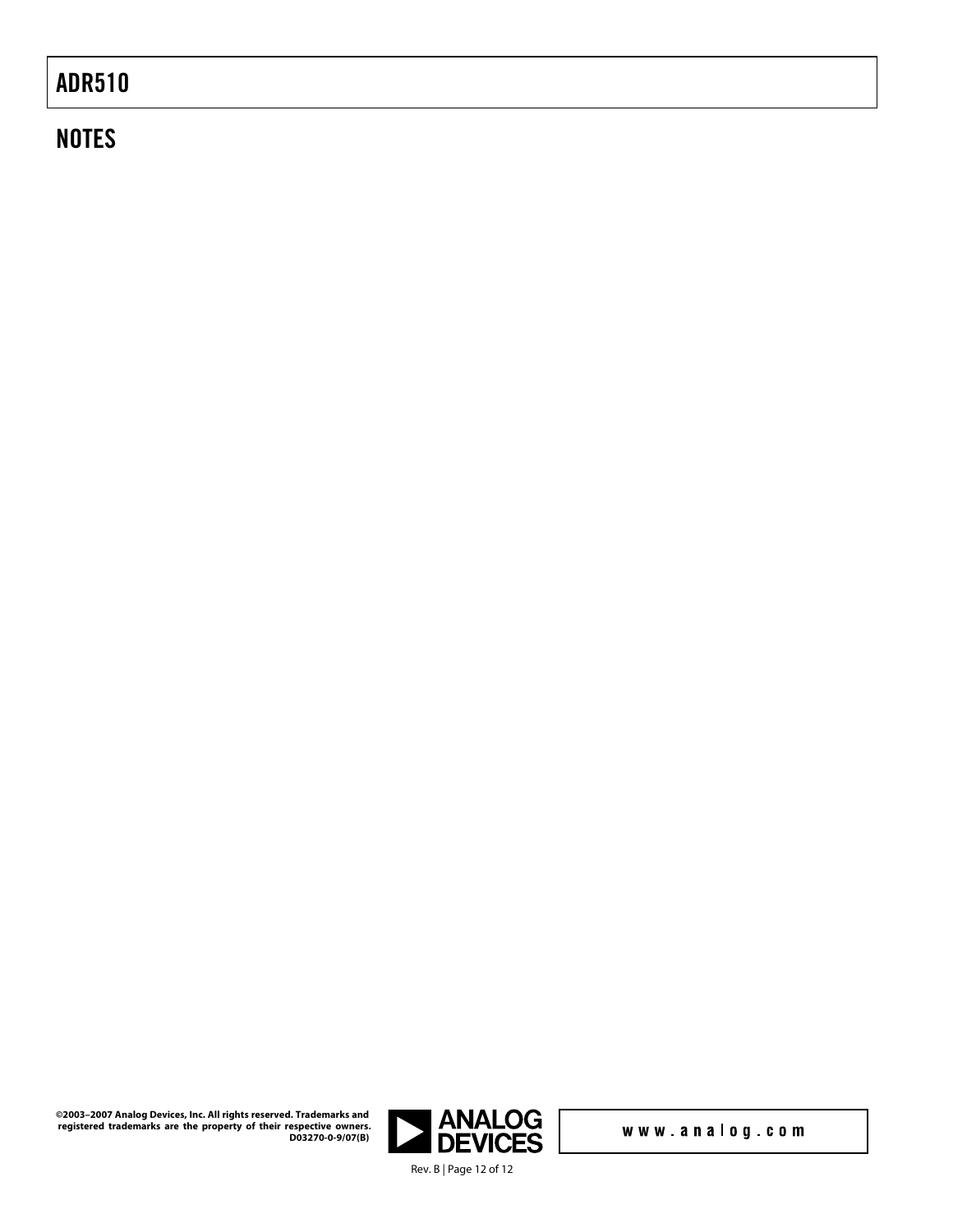## NOTES

©2003–2007 Analog Devices, Inc. All rights reserved. Trademarks and registered trademarks are the property of their respective owners. D03270-0-9/07(B)

www.analog.com